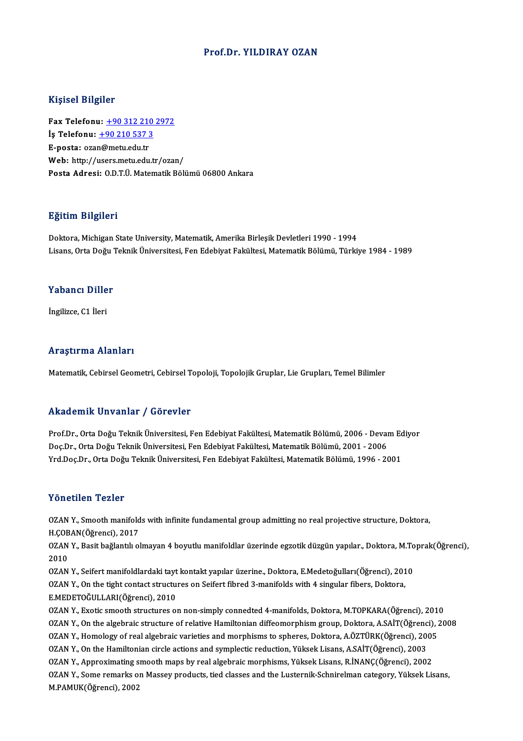# Prof.Dr. YILDIRAY OZAN

## Kişisel Bilgiler

**Fax Telefonu:** +90 312 210 2972
**İş Telefonu:** +90 210 537 3
**E-posta:** ozan@metu.edu.tr
**Web:** http://users.metu.edu.tr/ozan/
**Posta Adresi:** O.D.T.Ü. Matematik Bölümü 06800 Ankara

## Eğitim Bilgileri

Doktora, Michigan State University, Matematik, Amerika Birleşik Devletleri 1990 - 1994
Lisans, Orta Doğu Teknik Üniversitesi, Fen Edebiyat Fakültesi, Matematik Bölümü, Türkiye 1984 - 1989

## Yabancı Diller

İngilizce, C1 İleri

## Araştırma Alanları

Matematik, Cebirsel Geometri, Cebirsel Topoloji, Topolojik Gruplar, Lie Grupları, Temel Bilimler

## Akademik Unvanlar / Görevler

Prof.Dr., Orta Doğu Teknik Üniversitesi, Fen Edebiyat Fakültesi, Matematik Bölümü, 2006 - Devam Ediyor
Doç.Dr., Orta Doğu Teknik Üniversitesi, Fen Edebiyat Fakültesi, Matematik Bölümü, 2001 - 2006
Yrd.Doç.Dr., Orta Doğu Teknik Üniversitesi, Fen Edebiyat Fakültesi, Matematik Bölümü, 1996 - 2001

## Yönetilen Tezler

OZAN Y., Smooth manifolds with infinite fundamental group admitting no real projective structure, Doktora, H.ÇOBAN(Öğrenci), 2017
OZAN Y., Basit bağlantılı olmayan 4 boyutlu manifoldlar üzerinde egzotik düzgün yapılar., Doktora, M.Toprak(Öğrenci), 2010
OZAN Y., Seifert manifoldlardaki tayt kontakt yapılar üzerine., Doktora, E.Medetoğulları(Öğrenci), 2010
OZAN Y., On the tight contact structures on Seifert fibred 3-manifolds with 4 singular fibers, Doktora, E.MEDETOĞULLARI(Öğrenci), 2010
OZAN Y., Exotic smooth structures on non-simply connedted 4-manifolds, Doktora, M.TOPKARA(Öğrenci), 2010
OZAN Y., On the algebraic structure of relative Hamiltonian diffeomorphism group, Doktora, A.SAİT(Öğrenci), 2008
OZAN Y., Homology of real algebraic varieties and morphisms to spheres, Doktora, A.ÖZTÜRK(Öğrenci), 2005
OZAN Y., On the Hamiltonian circle actions and symplectic reduction, Yüksek Lisans, A.SAİT(Öğrenci), 2003
OZAN Y., Approximating smooth maps by real algebraic morphisms, Yüksek Lisans, R.İNANÇ(Öğrenci), 2002
OZAN Y., Some remarks on Massey products, tied classes and the Lusternik-Schnirelman category, Yüksek Lisans, M.PAMUK(Öğrenci), 2002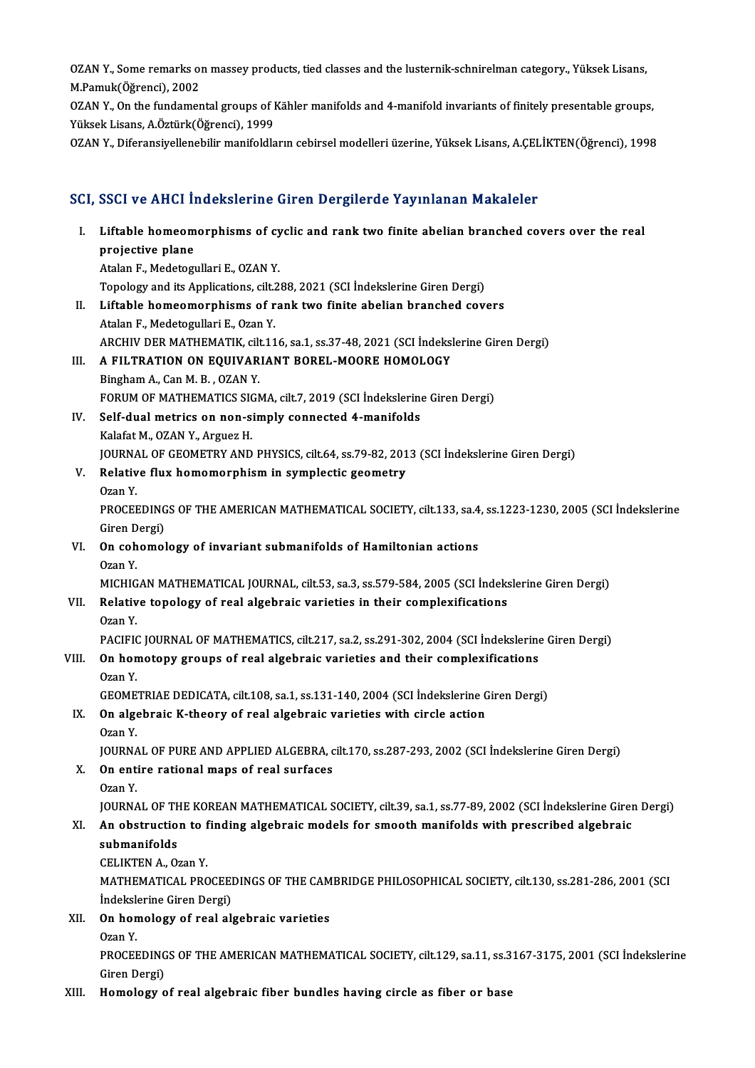OZAN Y., Some remarks on massey products, tied classes and the lusternik-schnirelman category., Yüksek Lisans, M.Pamuk(Öğrenci), 2002

OZAN Y., On the fundamental groups of Kähler manifolds and 4-manifold invariants of finitely presentable groups, Yüksek Lisans, A.Öztürk(Öğrenci), 1999

OZAN Y., Diferansiyellenebilir manifoldların cebirsel modelleri üzerine, Yüksek Lisans, A.ÇELİKTEN(Öğrenci), 1998

## SCI, SSCI ve AHCI İndekslerine Giren Dergilerde Yayınlanan Makaleler

I. **Liftable homeomorphisms of cyclic and rank two finite abelian branched covers over the real projective plane**
Atalan F., Medetogullari E., OZAN Y.
Topology and its Applications, cilt.288, 2021 (SCI İndekslerine Giren Dergi)

II. **Liftable homeomorphisms of rank two finite abelian branched covers**
Atalan F., Medetogullari E., Ozan Y.
ARCHIV DER MATHEMATIK, cilt.116, sa.1, ss.37-48, 2021 (SCI İndekslerine Giren Dergi)

III. **A FILTRATION ON EQUIVARIANT BOREL-MOORE HOMOLOGY**
Bingham A., Can M. B. , OZAN Y.
FORUM OF MATHEMATICS SIGMA, cilt.7, 2019 (SCI İndekslerine Giren Dergi)

IV. **Self-dual metrics on non-simply connected 4-manifolds**
Kalafat M., OZAN Y., Arguez H.
JOURNAL OF GEOMETRY AND PHYSICS, cilt.64, ss.79-82, 2013 (SCI İndekslerine Giren Dergi)

V. **Relative flux homomorphism in symplectic geometry**
Ozan Y.
PROCEEDINGS OF THE AMERICAN MATHEMATICAL SOCIETY, cilt.133, sa.4, ss.1223-1230, 2005 (SCI İndekslerine Giren Dergi)

VI. **On cohomology of invariant submanifolds of Hamiltonian actions**
Ozan Y.
MICHIGAN MATHEMATICAL JOURNAL, cilt.53, sa.3, ss.579-584, 2005 (SCI İndekslerine Giren Dergi)

VII. **Relative topology of real algebraic varieties in their complexifications**
Ozan Y.
PACIFIC JOURNAL OF MATHEMATICS, cilt.217, sa.2, ss.291-302, 2004 (SCI İndekslerine Giren Dergi)

VIII. **On homotopy groups of real algebraic varieties and their complexifications**
Ozan Y.
GEOMETRIAE DEDICATA, cilt.108, sa.1, ss.131-140, 2004 (SCI İndekslerine Giren Dergi)

IX. **On algebraic K-theory of real algebraic varieties with circle action**
Ozan Y.
JOURNAL OF PURE AND APPLIED ALGEBRA, cilt.170, ss.287-293, 2002 (SCI İndekslerine Giren Dergi)

X. **On entire rational maps of real surfaces**
Ozan Y.
JOURNAL OF THE KOREAN MATHEMATICAL SOCIETY, cilt.39, sa.1, ss.77-89, 2002 (SCI İndekslerine Giren Dergi)

XI. **An obstruction to finding algebraic models for smooth manifolds with prescribed algebraic submanifolds**
CELIKTEN A., Ozan Y.
MATHEMATICAL PROCEEDINGS OF THE CAMBRIDGE PHILOSOPHICAL SOCIETY, cilt.130, ss.281-286, 2001 (SCI İndekslerine Giren Dergi)

XII. **On homology of real algebraic varieties**
Ozan Y.
PROCEEDINGS OF THE AMERICAN MATHEMATICAL SOCIETY, cilt.129, sa.11, ss.3167-3175, 2001 (SCI İndekslerine Giren Dergi)

XIII. **Homology of real algebraic fiber bundles having circle as fiber or base**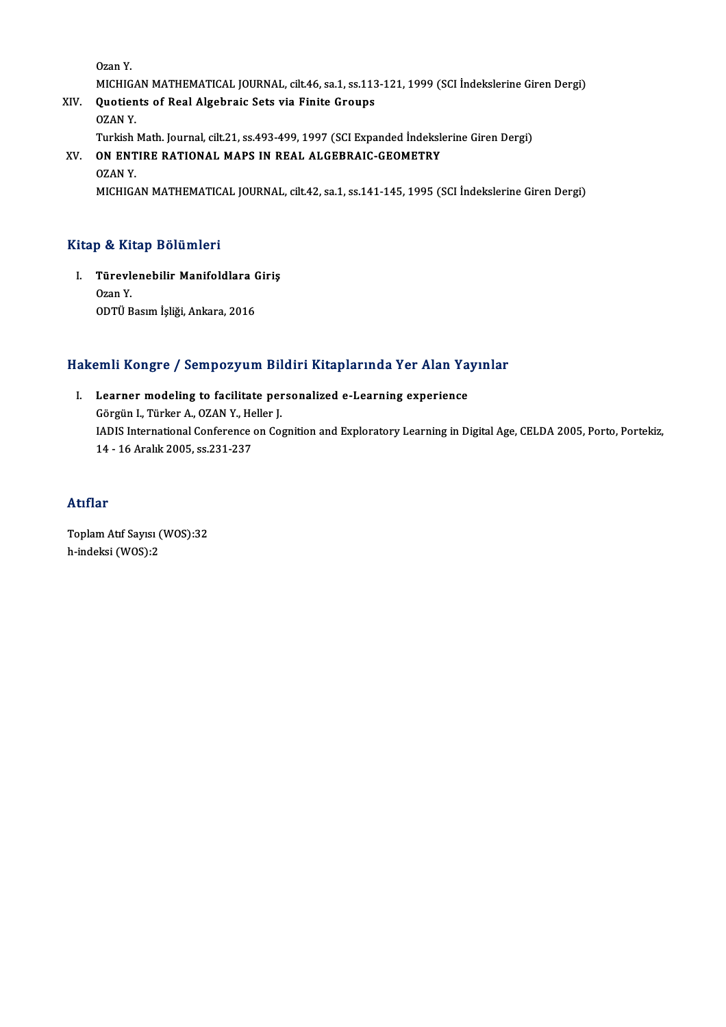Ozan Y.
MICHIGAN MATHEMATICAL JOURNAL, cilt.46, sa.1, ss.113-121, 1999 (SCI İndekslerine Giren Dergi)

XIV. **Quotients of Real Algebraic Sets via Finite Groups**
OZAN Y.
Turkish Math. Journal, cilt.21, ss.493-499, 1997 (SCI Expanded İndekslerine Giren Dergi)

XV. **ON ENTIRE RATIONAL MAPS IN REAL ALGEBRAIC-GEOMETRY**
OZAN Y.
MICHIGAN MATHEMATICAL JOURNAL, cilt.42, sa.1, ss.141-145, 1995 (SCI İndekslerine Giren Dergi)

## Kitap & Kitap Bölümleri

I. **Türevlenebilir Manifoldlara Giriş**
Ozan Y.
ODTÜ Basım İşliği, Ankara, 2016

## Hakemli Kongre / Sempozyum Bildiri Kitaplarında Yer Alan Yayınlar

I. **Learner modeling to facilitate personalized e-Learning experience**
Görgün I., Türker A., OZAN Y., Heller J.
IADIS International Conference on Cognition and Exploratory Learning in Digital Age, CELDA 2005, Porto, Portekiz, 14 - 16 Aralık 2005, ss.231-237

## Atıflar

Toplam Atıf Sayısı (WOS):32
h-indeksi (WOS):2